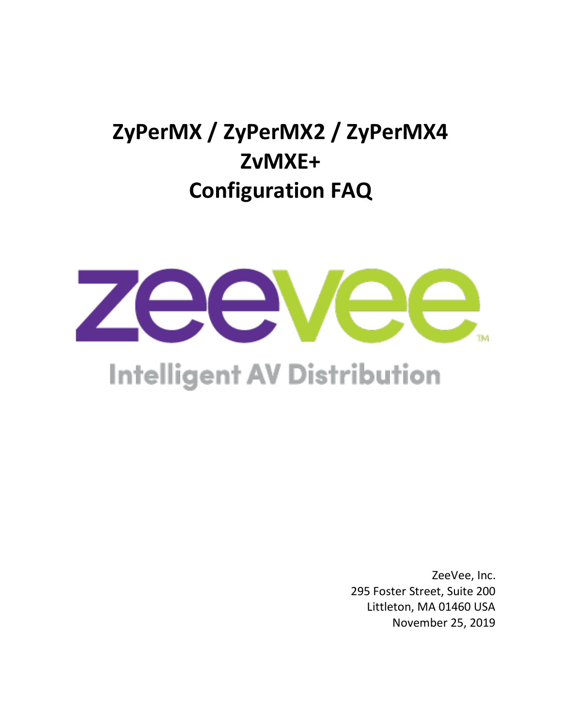# ZyPerMX / ZyPerMX2 / ZyPerMX4
# ZvMXE+
# Configuration FAQ

zeevee™

Intelligent AV Distribution

ZeeVee, Inc.
295 Foster Street, Suite 200
Littleton, MA 01460 USA
November 25, 2019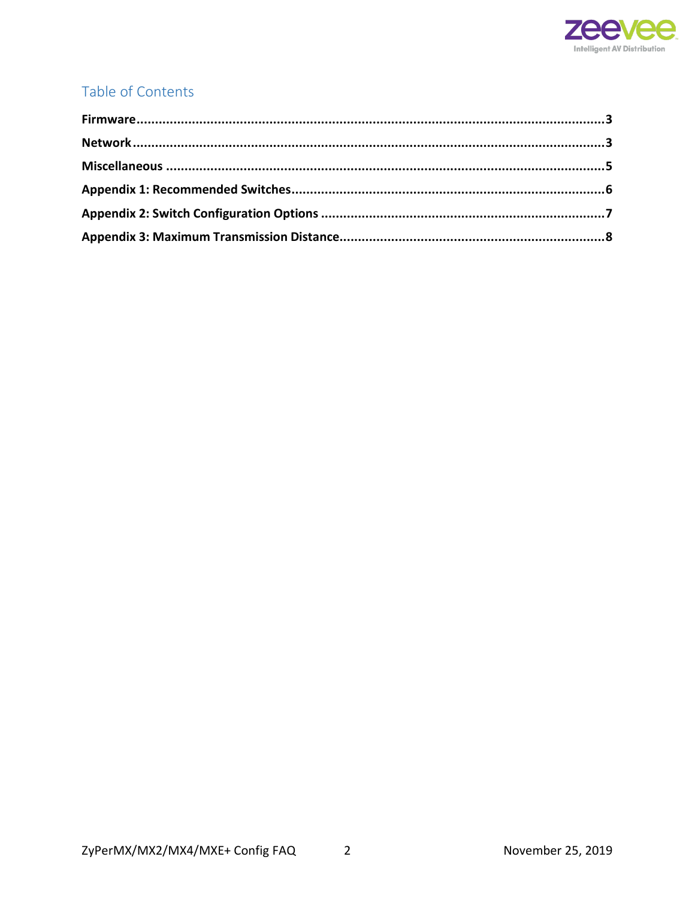## Table of Contents

**Firmware**.....3

**Network**.....3

**Miscellaneous**.....5

**Appendix 1: Recommended Switches**.....6

**Appendix 2: Switch Configuration Options**.....7

**Appendix 3: Maximum Transmission Distance**.....8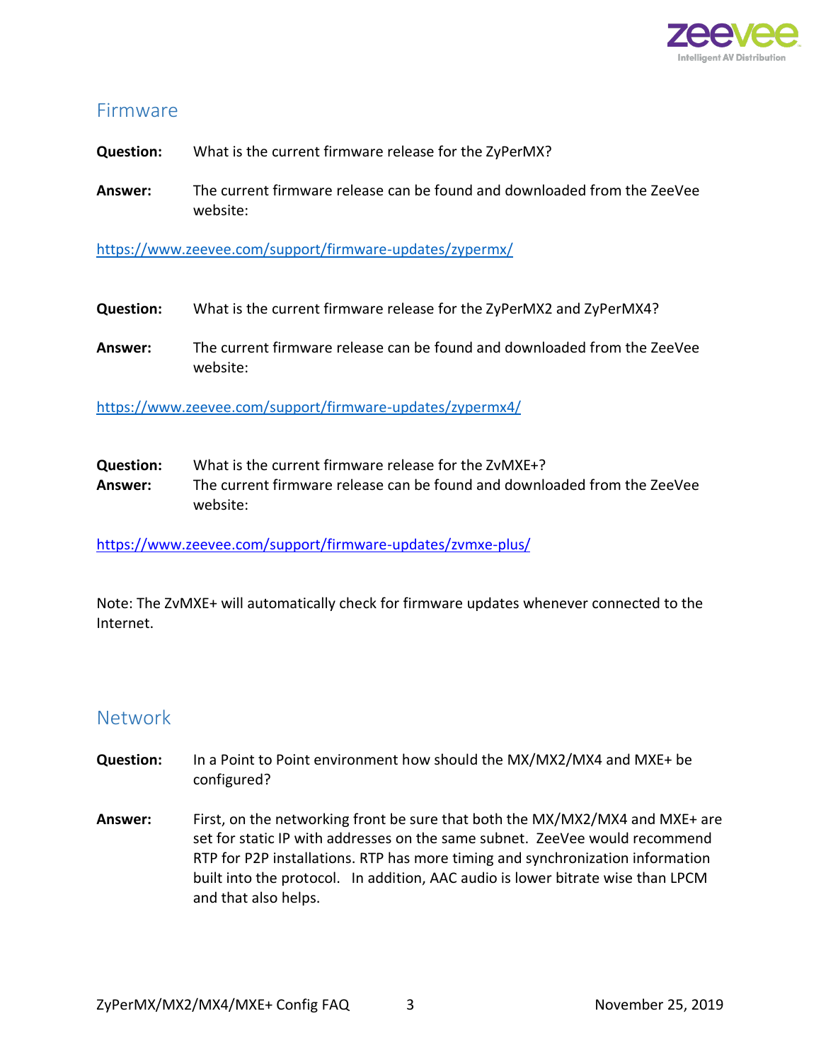## Firmware

**Question:** What is the current firmware release for the ZyPerMX?

**Answer:** The current firmware release can be found and downloaded from the ZeeVee website:

https://www.zeevee.com/support/firmware-updates/zypermx/

**Question:** What is the current firmware release for the ZyPerMX2 and ZyPerMX4?

**Answer:** The current firmware release can be found and downloaded from the ZeeVee website:

https://www.zeevee.com/support/firmware-updates/zypermx4/

**Question:** What is the current firmware release for the ZvMXE+?

**Answer:** The current firmware release can be found and downloaded from the ZeeVee website:

https://www.zeevee.com/support/firmware-updates/zvmxe-plus/

Note: The ZvMXE+ will automatically check for firmware updates whenever connected to the Internet.

## Network

**Question:** In a Point to Point environment how should the MX/MX2/MX4 and MXE+ be configured?

**Answer:** First, on the networking front be sure that both the MX/MX2/MX4 and MXE+ are set for static IP with addresses on the same subnet. ZeeVee would recommend RTP for P2P installations. RTP has more timing and synchronization information built into the protocol. In addition, AAC audio is lower bitrate wise than LPCM and that also helps.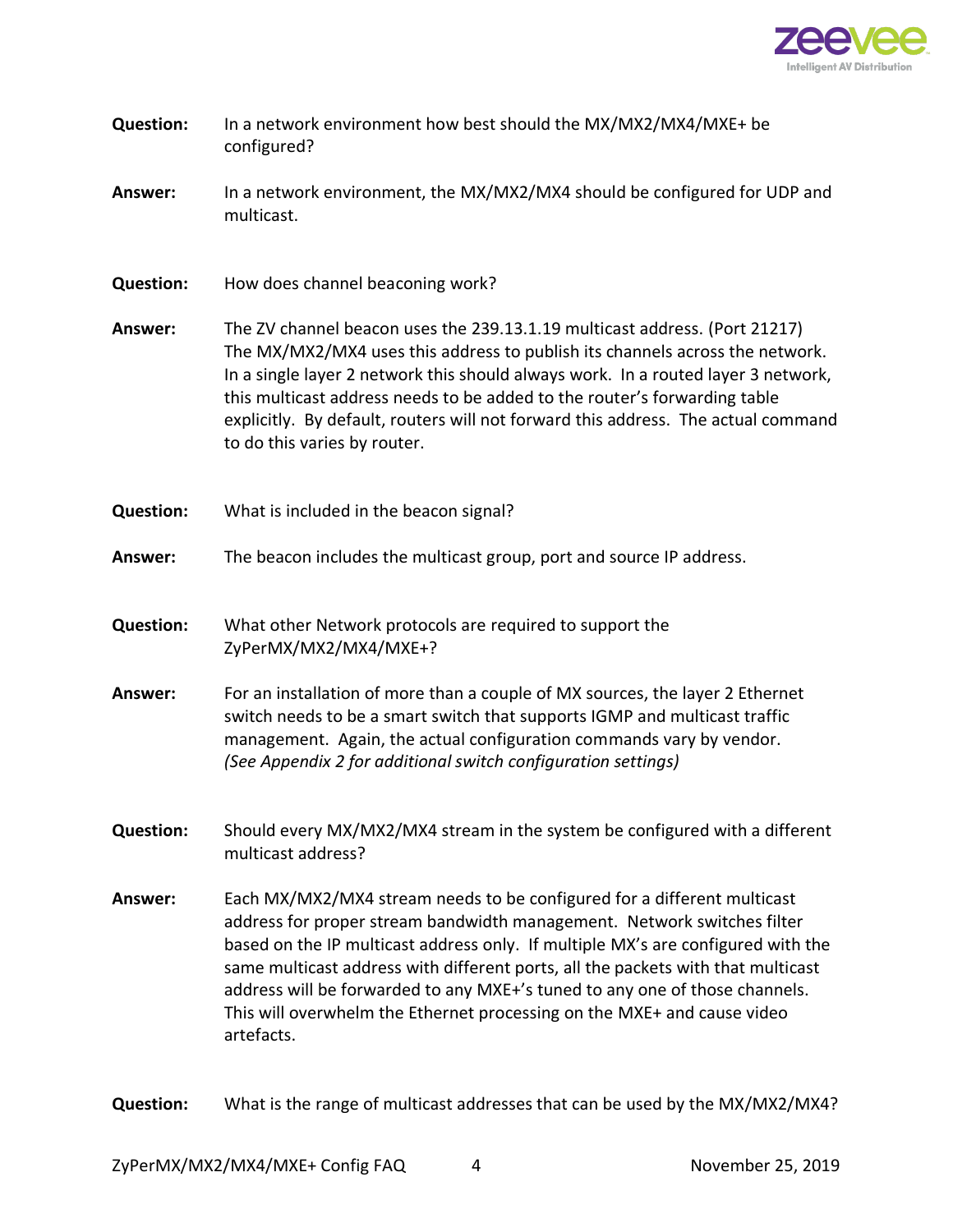**Question:** In a network environment how best should the MX/MX2/MX4/MXE+ be configured?

**Answer:** In a network environment, the MX/MX2/MX4 should be configured for UDP and multicast.

**Question:** How does channel beaconing work?

**Answer:** The ZV channel beacon uses the 239.13.1.19 multicast address. (Port 21217) The MX/MX2/MX4 uses this address to publish its channels across the network. In a single layer 2 network this should always work. In a routed layer 3 network, this multicast address needs to be added to the router's forwarding table explicitly. By default, routers will not forward this address. The actual command to do this varies by router.

**Question:** What is included in the beacon signal?

**Answer:** The beacon includes the multicast group, port and source IP address.

**Question:** What other Network protocols are required to support the ZyPerMX/MX2/MX4/MXE+?

**Answer:** For an installation of more than a couple of MX sources, the layer 2 Ethernet switch needs to be a smart switch that supports IGMP and multicast traffic management. Again, the actual configuration commands vary by vendor. *(See Appendix 2 for additional switch configuration settings)*

**Question:** Should every MX/MX2/MX4 stream in the system be configured with a different multicast address?

**Answer:** Each MX/MX2/MX4 stream needs to be configured for a different multicast address for proper stream bandwidth management. Network switches filter based on the IP multicast address only. If multiple MX's are configured with the same multicast address with different ports, all the packets with that multicast address will be forwarded to any MXE+'s tuned to any one of those channels. This will overwhelm the Ethernet processing on the MXE+ and cause video artefacts.

**Question:** What is the range of multicast addresses that can be used by the MX/MX2/MX4?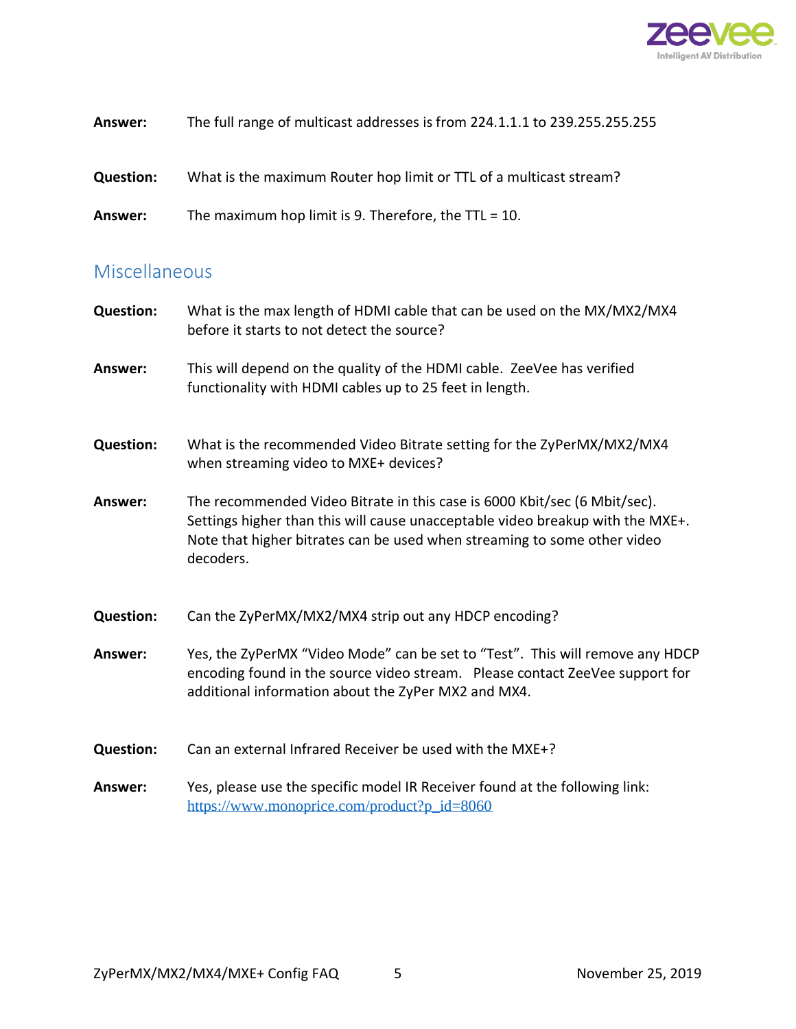**Answer:** The full range of multicast addresses is from 224.1.1.1 to 239.255.255.255

**Question:** What is the maximum Router hop limit or TTL of a multicast stream?

**Answer:** The maximum hop limit is 9. Therefore, the TTL = 10.

## Miscellaneous

**Question:** What is the max length of HDMI cable that can be used on the MX/MX2/MX4 before it starts to not detect the source?

**Answer:** This will depend on the quality of the HDMI cable. ZeeVee has verified functionality with HDMI cables up to 25 feet in length.

**Question:** What is the recommended Video Bitrate setting for the ZyPerMX/MX2/MX4 when streaming video to MXE+ devices?

**Answer:** The recommended Video Bitrate in this case is 6000 Kbit/sec (6 Mbit/sec). Settings higher than this will cause unacceptable video breakup with the MXE+. Note that higher bitrates can be used when streaming to some other video decoders.

**Question:** Can the ZyPerMX/MX2/MX4 strip out any HDCP encoding?

**Answer:** Yes, the ZyPerMX "Video Mode" can be set to "Test". This will remove any HDCP encoding found in the source video stream. Please contact ZeeVee support for additional information about the ZyPer MX2 and MX4.

**Question:** Can an external Infrared Receiver be used with the MXE+?

**Answer:** Yes, please use the specific model IR Receiver found at the following link: https://www.monoprice.com/product?p_id=8060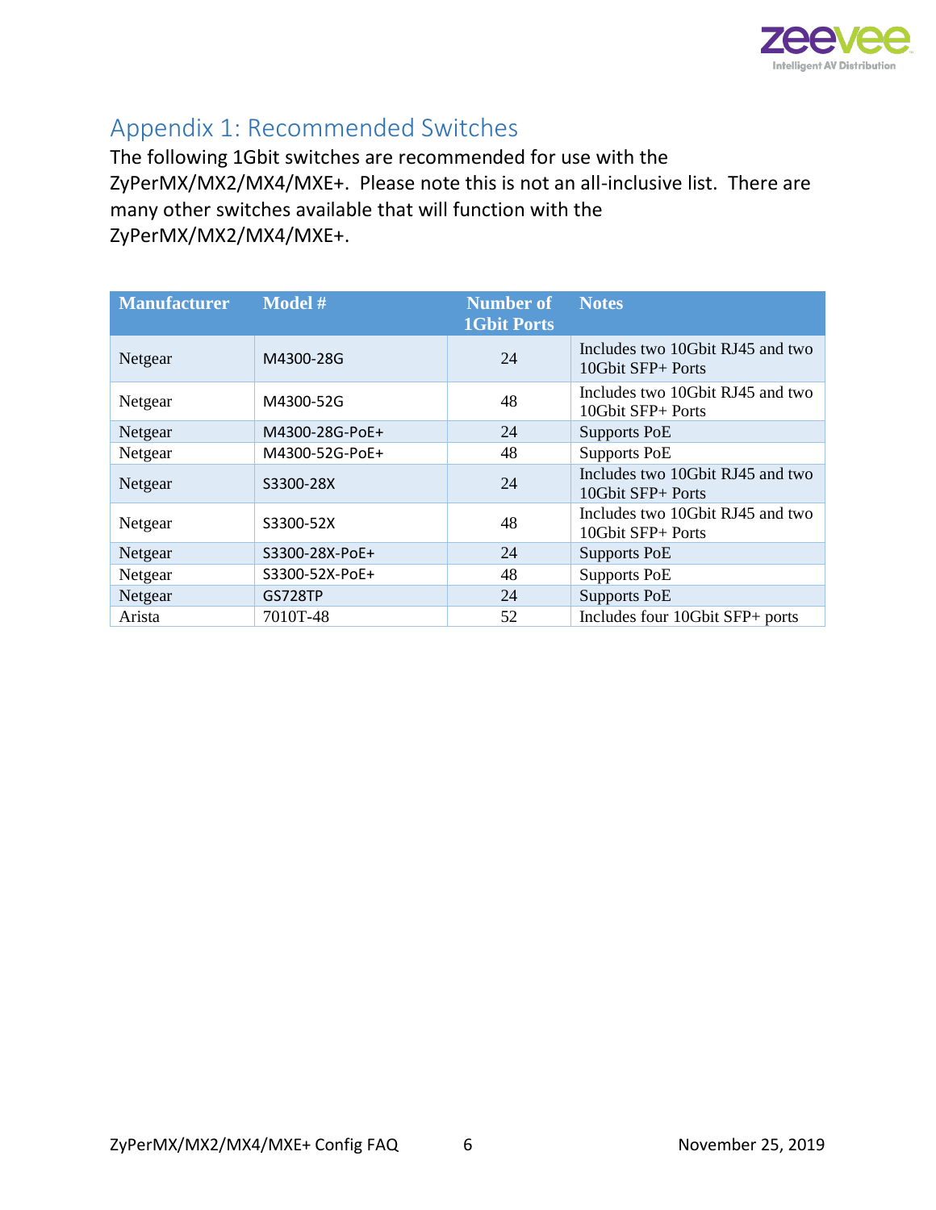## Appendix 1: Recommended Switches

The following 1Gbit switches are recommended for use with the ZyPerMX/MX2/MX4/MXE+. Please note this is not an all-inclusive list. There are many other switches available that will function with the ZyPerMX/MX2/MX4/MXE+.

| Manufacturer | Model # | Number of 1Gbit Ports | Notes |
| --- | --- | --- | --- |
| Netgear | M4300-28G | 24 | Includes two 10Gbit RJ45 and two 10Gbit SFP+ Ports |
| Netgear | M4300-52G | 48 | Includes two 10Gbit RJ45 and two 10Gbit SFP+ Ports |
| Netgear | M4300-28G-PoE+ | 24 | Supports PoE |
| Netgear | M4300-52G-PoE+ | 48 | Supports PoE |
| Netgear | S3300-28X | 24 | Includes two 10Gbit RJ45 and two 10Gbit SFP+ Ports |
| Netgear | S3300-52X | 48 | Includes two 10Gbit RJ45 and two 10Gbit SFP+ Ports |
| Netgear | S3300-28X-PoE+ | 24 | Supports PoE |
| Netgear | S3300-52X-PoE+ | 48 | Supports PoE |
| Netgear | GS728TP | 24 | Supports PoE |
| Arista | 7010T-48 | 52 | Includes four 10Gbit SFP+ ports |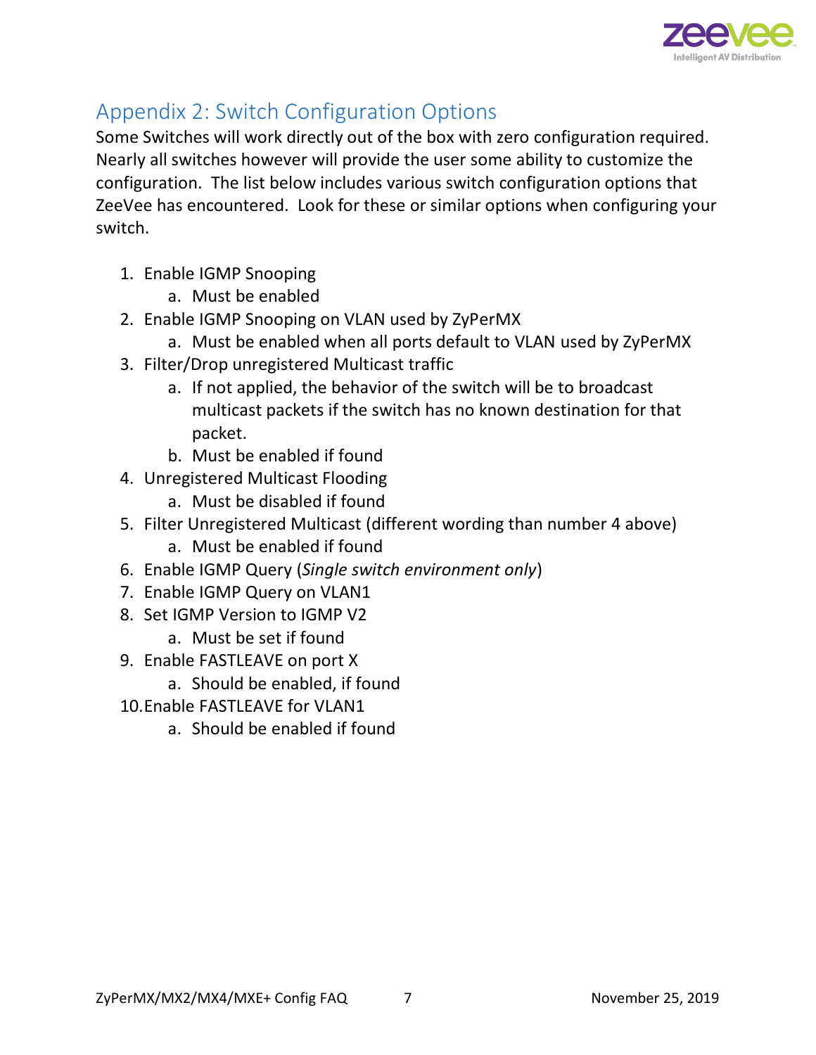## Appendix 2: Switch Configuration Options

Some Switches will work directly out of the box with zero configuration required. Nearly all switches however will provide the user some ability to customize the configuration. The list below includes various switch configuration options that ZeeVee has encountered. Look for these or similar options when configuring your switch.

1. Enable IGMP Snooping
   a. Must be enabled
2. Enable IGMP Snooping on VLAN used by ZyPerMX
   a. Must be enabled when all ports default to VLAN used by ZyPerMX
3. Filter/Drop unregistered Multicast traffic
   a. If not applied, the behavior of the switch will be to broadcast multicast packets if the switch has no known destination for that packet.
   b. Must be enabled if found
4. Unregistered Multicast Flooding
   a. Must be disabled if found
5. Filter Unregistered Multicast (different wording than number 4 above)
   a. Must be enabled if found
6. Enable IGMP Query (*Single switch environment only*)
7. Enable IGMP Query on VLAN1
8. Set IGMP Version to IGMP V2
   a. Must be set if found
9. Enable FASTLEAVE on port X
   a. Should be enabled, if found
10. Enable FASTLEAVE for VLAN1
    a. Should be enabled if found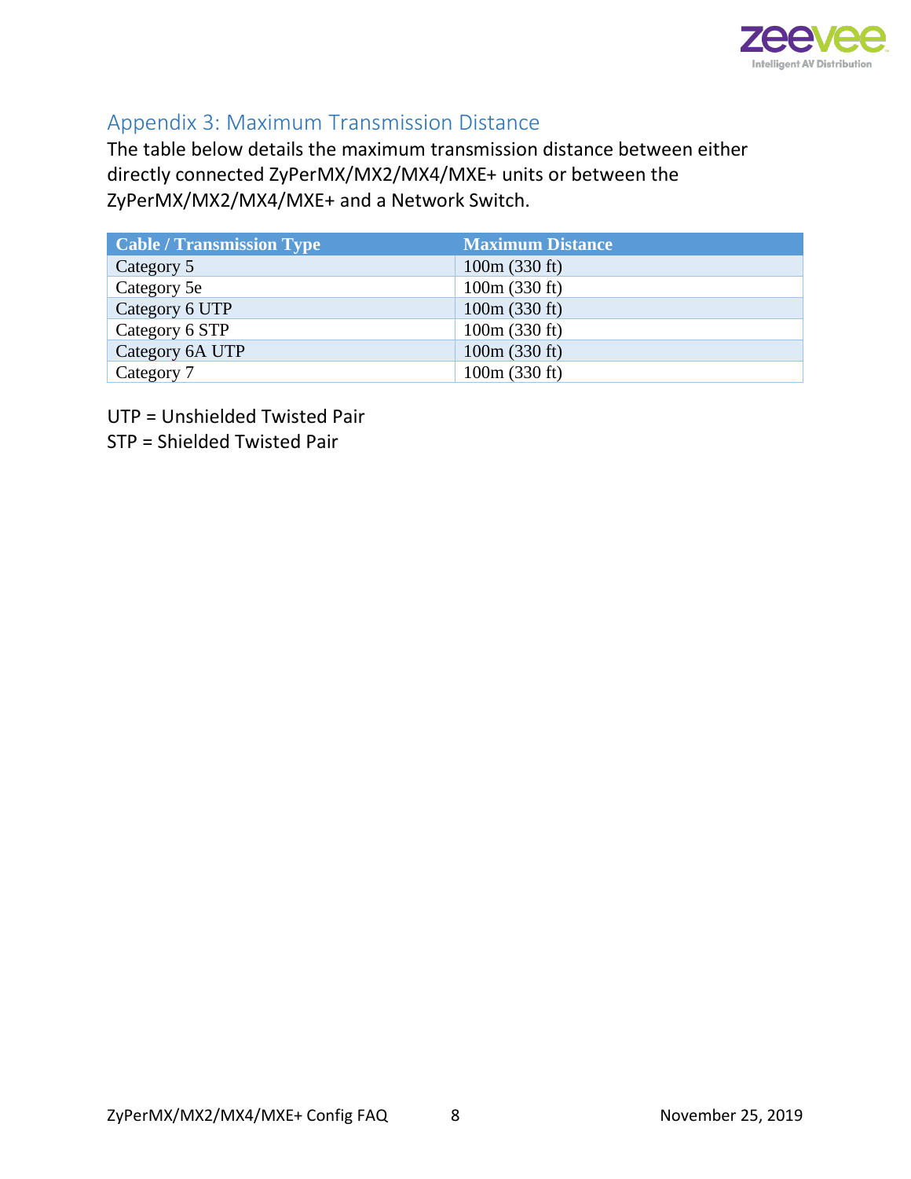## Appendix 3: Maximum Transmission Distance

The table below details the maximum transmission distance between either directly connected ZyPerMX/MX2/MX4/MXE+ units or between the ZyPerMX/MX2/MX4/MXE+ and a Network Switch.

| Cable / Transmission Type | Maximum Distance |
|---|---|
| Category 5 | 100m (330 ft) |
| Category 5e | 100m (330 ft) |
| Category 6 UTP | 100m (330 ft) |
| Category 6 STP | 100m (330 ft) |
| Category 6A UTP | 100m (330 ft) |
| Category 7 | 100m (330 ft) |

UTP = Unshielded Twisted Pair
STP = Shielded Twisted Pair